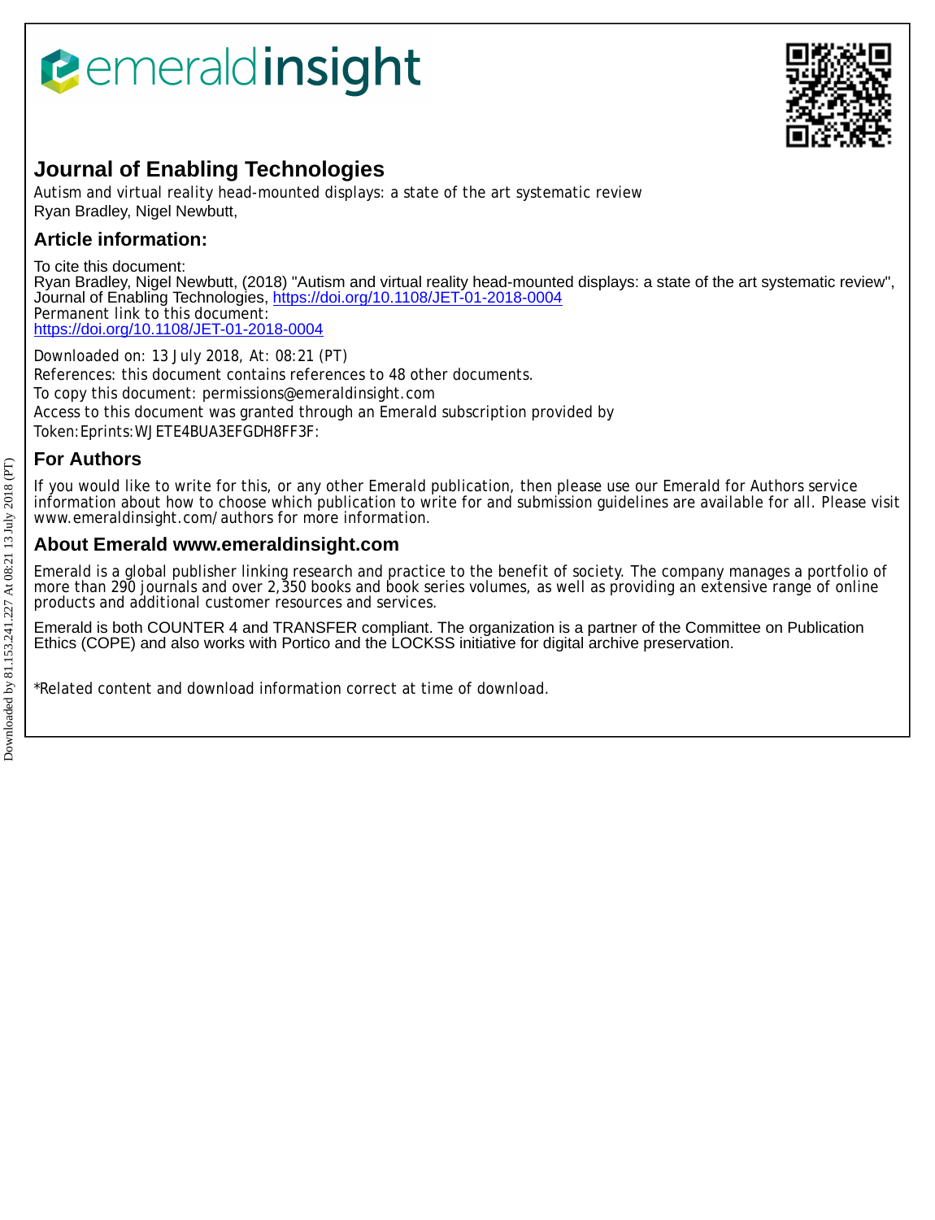# Journal of Enabling Technologies

Autism and virtual reality head-mounted displays: a state of the art systematic review

Ryan Bradley, Nigel Newbutt,

## Article information:

To cite this document:

Ryan Bradley, Nigel Newbutt, (2018) "Autism and virtual reality head-mounted displays: a state of the art systematic review", Journal of Enabling Technologies, https://doi.org/10.1108/JET-01-2018-0004

Permanent link to this document:

https://doi.org/10.1108/JET-01-2018-0004

Downloaded on: 13 July 2018, At: 08:21 (PT)

References: this document contains references to 48 other documents.

To copy this document: permissions@emeraldinsight.com

Access to this document was granted through an Emerald subscription provided by

Token:Eprints:WJETE4BUA3EFGDH8FF3F:

## For Authors

If you would like to write for this, or any other Emerald publication, then please use our Emerald for Authors service information about how to choose which publication to write for and submission guidelines are available for all. Please visit www.emeraldinsight.com/authors for more information.

## About Emerald www.emeraldinsight.com

Emerald is a global publisher linking research and practice to the benefit of society. The company manages a portfolio of more than 290 journals and over 2,350 books and book series volumes, as well as providing an extensive range of online products and additional customer resources and services.

Emerald is both COUNTER 4 and TRANSFER compliant. The organization is a partner of the Committee on Publication Ethics (COPE) and also works with Portico and the LOCKSS initiative for digital archive preservation.

*Related content and download information correct at time of download.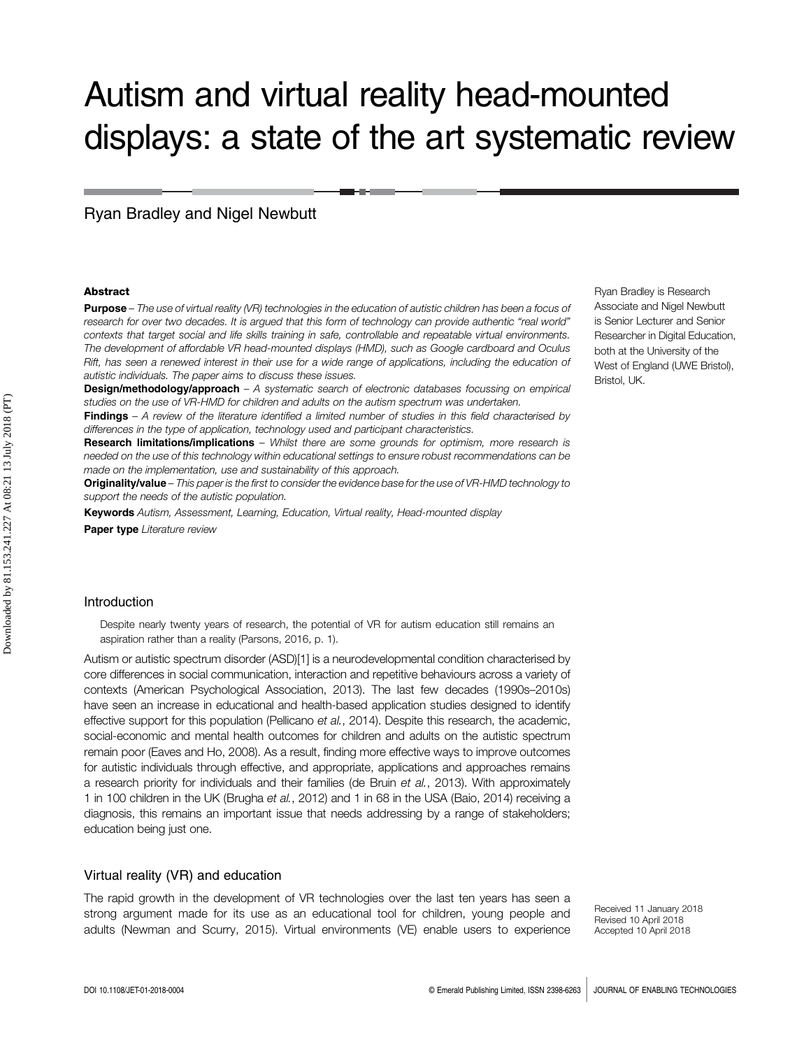# Autism and virtual reality head-mounted displays: a state of the art systematic review

Ryan Bradley and Nigel Newbutt

Ryan Bradley is Research Associate and Nigel Newbutt is Senior Lecturer and Senior Researcher in Digital Education, both at the University of the West of England (UWE Bristol), Bristol, UK.

## Abstract

**Purpose** – *The use of virtual reality (VR) technologies in the education of autistic children has been a focus of research for over two decades. It is argued that this form of technology can provide authentic "real world" contexts that target social and life skills training in safe, controllable and repeatable virtual environments. The development of affordable VR head-mounted displays (HMD), such as Google cardboard and Oculus Rift, has seen a renewed interest in their use for a wide range of applications, including the education of autistic individuals. The paper aims to discuss these issues.*

**Design/methodology/approach** – *A systematic search of electronic databases focussing on empirical studies on the use of VR-HMD for children and adults on the autism spectrum was undertaken.*

**Findings** – *A review of the literature identified a limited number of studies in this field characterised by differences in the type of application, technology used and participant characteristics.*

**Research limitations/implications** – *Whilst there are some grounds for optimism, more research is needed on the use of this technology within educational settings to ensure robust recommendations can be made on the implementation, use and sustainability of this approach.*

**Originality/value** – *This paper is the first to consider the evidence base for the use of VR-HMD technology to support the needs of the autistic population.*

**Keywords** *Autism, Assessment, Learning, Education, Virtual reality, Head-mounted display*

**Paper type** *Literature review*

## Introduction

> Despite nearly twenty years of research, the potential of VR for autism education still remains an aspiration rather than a reality (Parsons, 2016, p. 1).

Autism or autistic spectrum disorder (ASD)[1] is a neurodevelopmental condition characterised by core differences in social communication, interaction and repetitive behaviours across a variety of contexts (American Psychological Association, 2013). The last few decades (1990s–2010s) have seen an increase in educational and health-based application studies designed to identify effective support for this population (Pellicano *et al.*, 2014). Despite this research, the academic, social-economic and mental health outcomes for children and adults on the autistic spectrum remain poor (Eaves and Ho, 2008). As a result, finding more effective ways to improve outcomes for autistic individuals through effective, and appropriate, applications and approaches remains a research priority for individuals and their families (de Bruin *et al.*, 2013). With approximately 1 in 100 children in the UK (Brugha *et al.*, 2012) and 1 in 68 in the USA (Baio, 2014) receiving a diagnosis, this remains an important issue that needs addressing by a range of stakeholders; education being just one.

## Virtual reality (VR) and education

The rapid growth in the development of VR technologies over the last ten years has seen a strong argument made for its use as an educational tool for children, young people and adults (Newman and Scurry, 2015). Virtual environments (VE) enable users to experience

Received 11 January 2018
Revised 10 April 2018
Accepted 10 April 2018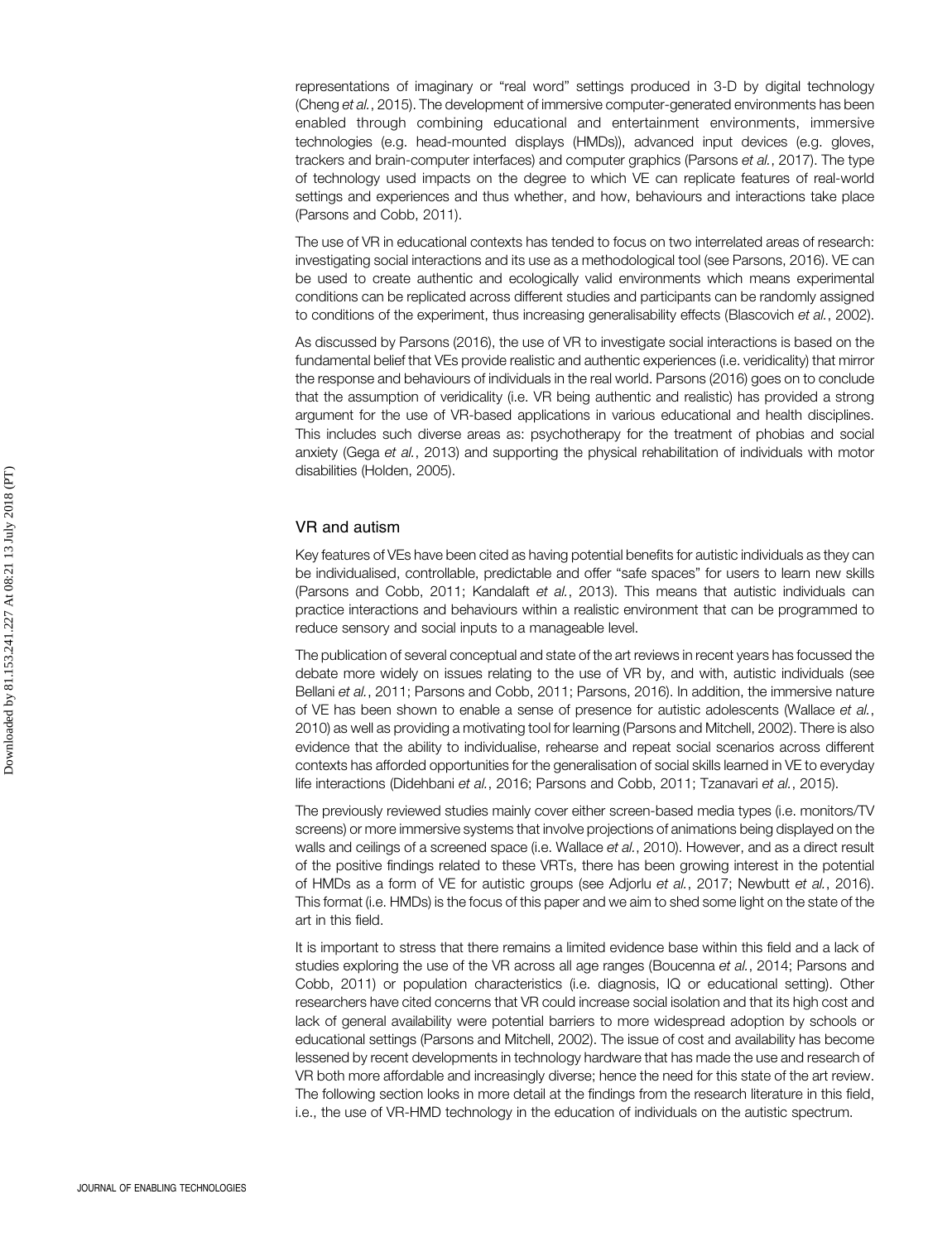representations of imaginary or "real word" settings produced in 3-D by digital technology (Cheng *et al.*, 2015). The development of immersive computer-generated environments has been enabled through combining educational and entertainment environments, immersive technologies (e.g. head-mounted displays (HMDs)), advanced input devices (e.g. gloves, trackers and brain-computer interfaces) and computer graphics (Parsons *et al.*, 2017). The type of technology used impacts on the degree to which VE can replicate features of real-world settings and experiences and thus whether, and how, behaviours and interactions take place (Parsons and Cobb, 2011).

The use of VR in educational contexts has tended to focus on two interrelated areas of research: investigating social interactions and its use as a methodological tool (see Parsons, 2016). VE can be used to create authentic and ecologically valid environments which means experimental conditions can be replicated across different studies and participants can be randomly assigned to conditions of the experiment, thus increasing generalisability effects (Blascovich *et al.*, 2002).

As discussed by Parsons (2016), the use of VR to investigate social interactions is based on the fundamental belief that VEs provide realistic and authentic experiences (i.e. veridicality) that mirror the response and behaviours of individuals in the real world. Parsons (2016) goes on to conclude that the assumption of veridicality (i.e. VR being authentic and realistic) has provided a strong argument for the use of VR-based applications in various educational and health disciplines. This includes such diverse areas as: psychotherapy for the treatment of phobias and social anxiety (Gega *et al.*, 2013) and supporting the physical rehabilitation of individuals with motor disabilities (Holden, 2005).

## VR and autism

Key features of VEs have been cited as having potential benefits for autistic individuals as they can be individualised, controllable, predictable and offer "safe spaces" for users to learn new skills (Parsons and Cobb, 2011; Kandalaft *et al.*, 2013). This means that autistic individuals can practice interactions and behaviours within a realistic environment that can be programmed to reduce sensory and social inputs to a manageable level.

The publication of several conceptual and state of the art reviews in recent years has focussed the debate more widely on issues relating to the use of VR by, and with, autistic individuals (see Bellani *et al.*, 2011; Parsons and Cobb, 2011; Parsons, 2016). In addition, the immersive nature of VE has been shown to enable a sense of presence for autistic adolescents (Wallace *et al.*, 2010) as well as providing a motivating tool for learning (Parsons and Mitchell, 2002). There is also evidence that the ability to individualise, rehearse and repeat social scenarios across different contexts has afforded opportunities for the generalisation of social skills learned in VE to everyday life interactions (Didehbani *et al.*, 2016; Parsons and Cobb, 2011; Tzanavari *et al.*, 2015).

The previously reviewed studies mainly cover either screen-based media types (i.e. monitors/TV screens) or more immersive systems that involve projections of animations being displayed on the walls and ceilings of a screened space (i.e. Wallace *et al.*, 2010). However, and as a direct result of the positive findings related to these VRTs, there has been growing interest in the potential of HMDs as a form of VE for autistic groups (see Adjorlu *et al.*, 2017; Newbutt *et al.*, 2016). This format (i.e. HMDs) is the focus of this paper and we aim to shed some light on the state of the art in this field.

It is important to stress that there remains a limited evidence base within this field and a lack of studies exploring the use of the VR across all age ranges (Boucenna *et al.*, 2014; Parsons and Cobb, 2011) or population characteristics (i.e. diagnosis, IQ or educational setting). Other researchers have cited concerns that VR could increase social isolation and that its high cost and lack of general availability were potential barriers to more widespread adoption by schools or educational settings (Parsons and Mitchell, 2002). The issue of cost and availability has become lessened by recent developments in technology hardware that has made the use and research of VR both more affordable and increasingly diverse; hence the need for this state of the art review. The following section looks in more detail at the findings from the research literature in this field, i.e., the use of VR-HMD technology in the education of individuals on the autistic spectrum.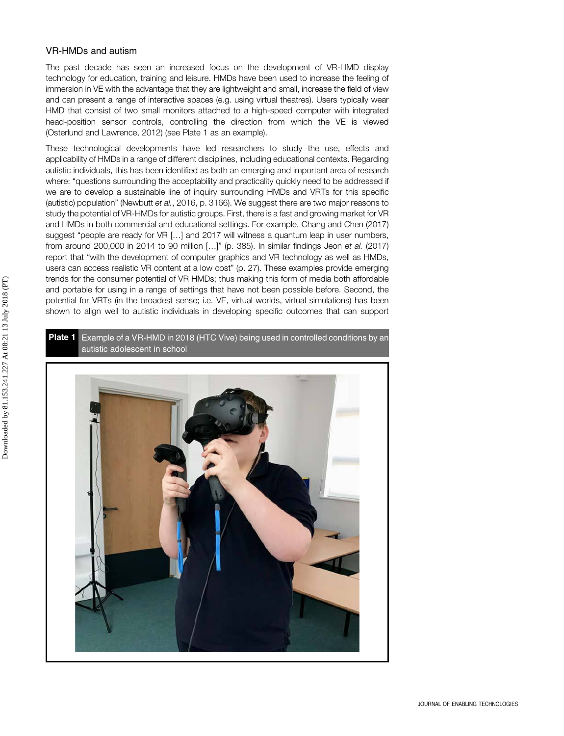## VR-HMDs and autism

The past decade has seen an increased focus on the development of VR-HMD display technology for education, training and leisure. HMDs have been used to increase the feeling of immersion in VE with the advantage that they are lightweight and small, increase the field of view and can present a range of interactive spaces (e.g. using virtual theatres). Users typically wear HMD that consist of two small monitors attached to a high-speed computer with integrated head-position sensor controls, controlling the direction from which the VE is viewed (Osterlund and Lawrence, 2012) (see Plate 1 as an example).

These technological developments have led researchers to study the use, effects and applicability of HMDs in a range of different disciplines, including educational contexts. Regarding autistic individuals, this has been identified as both an emerging and important area of research where: "questions surrounding the acceptability and practicality quickly need to be addressed if we are to develop a sustainable line of inquiry surrounding HMDs and VRTs for this specific (autistic) population" (Newbutt *et al.*, 2016, p. 3166). We suggest there are two major reasons to study the potential of VR-HMDs for autistic groups. First, there is a fast and growing market for VR and HMDs in both commercial and educational settings. For example, Chang and Chen (2017) suggest "people are ready for VR […] and 2017 will witness a quantum leap in user numbers, from around 200,000 in 2014 to 90 million […]" (p. 385). In similar findings Jeon *et al.* (2017) report that "with the development of computer graphics and VR technology as well as HMDs, users can access realistic VR content at a low cost" (p. 27). These examples provide emerging trends for the consumer potential of VR HMDs; thus making this form of media both affordable and portable for using in a range of settings that have not been possible before. Second, the potential for VRTs (in the broadest sense; i.e. VE, virtual worlds, virtual simulations) has been shown to align well to autistic individuals in developing specific outcomes that can support

**Plate 1** Example of a VR-HMD in 2018 (HTC Vive) being used in controlled conditions by an autistic adolescent in school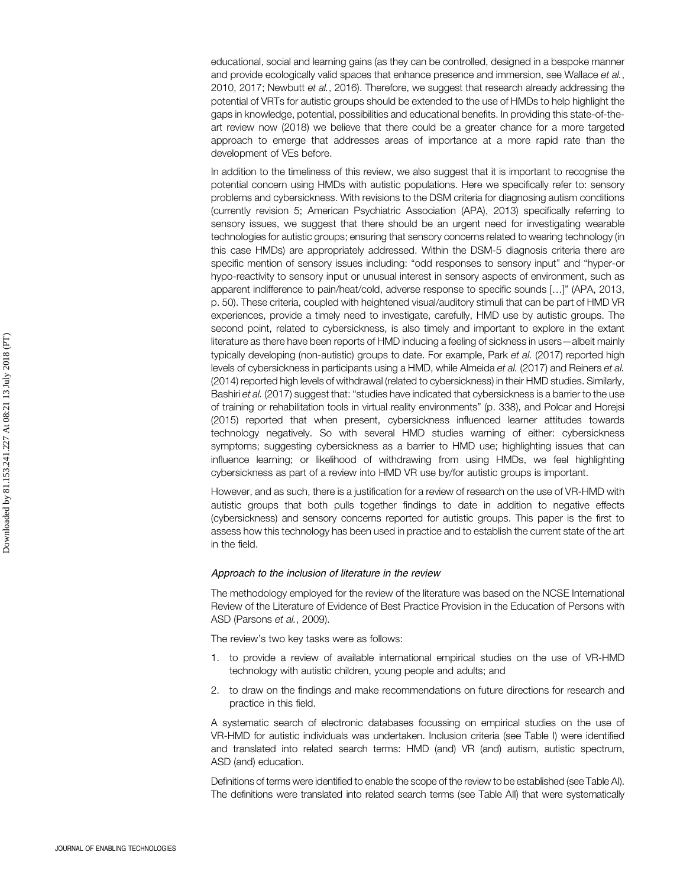educational, social and learning gains (as they can be controlled, designed in a bespoke manner and provide ecologically valid spaces that enhance presence and immersion, see Wallace *et al.*, 2010, 2017; Newbutt *et al.*, 2016). Therefore, we suggest that research already addressing the potential of VRTs for autistic groups should be extended to the use of HMDs to help highlight the gaps in knowledge, potential, possibilities and educational benefits. In providing this state-of-the-art review now (2018) we believe that there could be a greater chance for a more targeted approach to emerge that addresses areas of importance at a more rapid rate than the development of VEs before.

In addition to the timeliness of this review, we also suggest that it is important to recognise the potential concern using HMDs with autistic populations. Here we specifically refer to: sensory problems and cybersickness. With revisions to the DSM criteria for diagnosing autism conditions (currently revision 5; American Psychiatric Association (APA), 2013) specifically referring to sensory issues, we suggest that there should be an urgent need for investigating wearable technologies for autistic groups; ensuring that sensory concerns related to wearing technology (in this case HMDs) are appropriately addressed. Within the DSM-5 diagnosis criteria there are specific mention of sensory issues including: "odd responses to sensory input" and "hyper-or hypo-reactivity to sensory input or unusual interest in sensory aspects of environment, such as apparent indifference to pain/heat/cold, adverse response to specific sounds […]" (APA, 2013, p. 50). These criteria, coupled with heightened visual/auditory stimuli that can be part of HMD VR experiences, provide a timely need to investigate, carefully, HMD use by autistic groups. The second point, related to cybersickness, is also timely and important to explore in the extant literature as there have been reports of HMD inducing a feeling of sickness in users—albeit mainly typically developing (non-autistic) groups to date. For example, Park *et al.* (2017) reported high levels of cybersickness in participants using a HMD, while Almeida *et al.* (2017) and Reiners *et al.* (2014) reported high levels of withdrawal (related to cybersickness) in their HMD studies. Similarly, Bashiri *et al.* (2017) suggest that: "studies have indicated that cybersickness is a barrier to the use of training or rehabilitation tools in virtual reality environments" (p. 338), and Polcar and Horejsi (2015) reported that when present, cybersickness influenced learner attitudes towards technology negatively. So with several HMD studies warning of either: cybersickness symptoms; suggesting cybersickness as a barrier to HMD use; highlighting issues that can influence learning; or likelihood of withdrawing from using HMDs, we feel highlighting cybersickness as part of a review into HMD VR use by/for autistic groups is important.

However, and as such, there is a justification for a review of research on the use of VR-HMD with autistic groups that both pulls together findings to date in addition to negative effects (cybersickness) and sensory concerns reported for autistic groups. This paper is the first to assess how this technology has been used in practice and to establish the current state of the art in the field.

### *Approach to the inclusion of literature in the review*

The methodology employed for the review of the literature was based on the NCSE International Review of the Literature of Evidence of Best Practice Provision in the Education of Persons with ASD (Parsons *et al.*, 2009).

The review's two key tasks were as follows:

1. to provide a review of available international empirical studies on the use of VR-HMD technology with autistic children, young people and adults; and
2. to draw on the findings and make recommendations on future directions for research and practice in this field.

A systematic search of electronic databases focussing on empirical studies on the use of VR-HMD for autistic individuals was undertaken. Inclusion criteria (see Table I) were identified and translated into related search terms: HMD (and) VR (and) autism, autistic spectrum, ASD (and) education.

Definitions of terms were identified to enable the scope of the review to be established (see Table AI). The definitions were translated into related search terms (see Table AII) that were systematically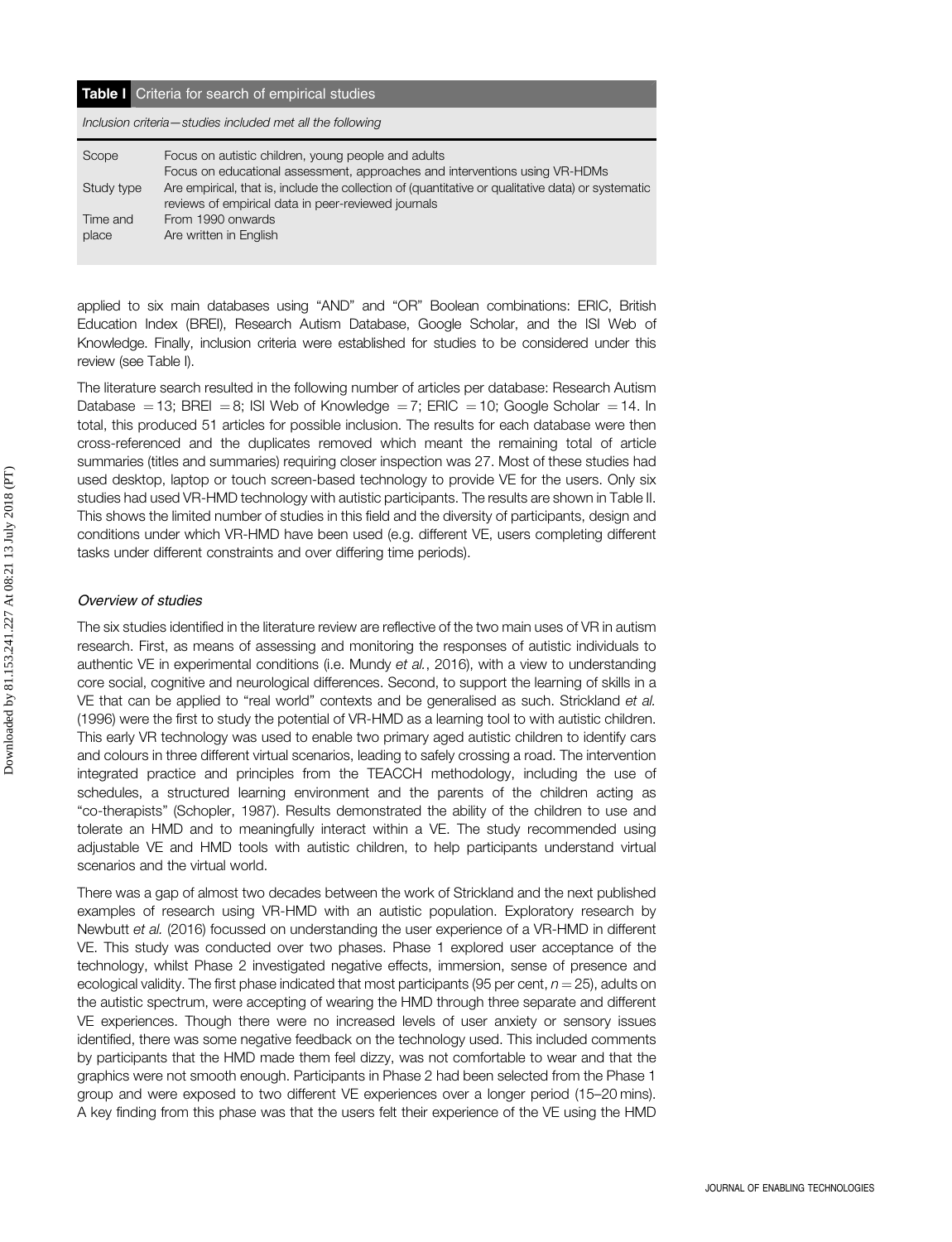**Table I** Criteria for search of empirical studies

| *Inclusion criteria—studies included met all the following* | |
|---|---|
| Scope | Focus on autistic children, young people and adults<br>Focus on educational assessment, approaches and interventions using VR-HDMs |
| Study type | Are empirical, that is, include the collection of (quantitative or qualitative data) or systematic reviews of empirical data in peer-reviewed journals |
| Time and place | From 1990 onwards<br>Are written in English |

applied to six main databases using "AND" and "OR" Boolean combinations: ERIC, British Education Index (BREI), Research Autism Database, Google Scholar, and the ISI Web of Knowledge. Finally, inclusion criteria were established for studies to be considered under this review (see Table I).

The literature search resulted in the following number of articles per database: Research Autism Database = 13; BREI = 8; ISI Web of Knowledge = 7; ERIC = 10; Google Scholar = 14. In total, this produced 51 articles for possible inclusion. The results for each database were then cross-referenced and the duplicates removed which meant the remaining total of article summaries (titles and summaries) requiring closer inspection was 27. Most of these studies had used desktop, laptop or touch screen-based technology to provide VE for the users. Only six studies had used VR-HMD technology with autistic participants. The results are shown in Table II. This shows the limited number of studies in this field and the diversity of participants, design and conditions under which VR-HMD have been used (e.g. different VE, users completing different tasks under different constraints and over differing time periods).

### *Overview of studies*

The six studies identified in the literature review are reflective of the two main uses of VR in autism research. First, as means of assessing and monitoring the responses of autistic individuals to authentic VE in experimental conditions (i.e. Mundy *et al.*, 2016), with a view to understanding core social, cognitive and neurological differences. Second, to support the learning of skills in a VE that can be applied to "real world" contexts and be generalised as such. Strickland *et al.* (1996) were the first to study the potential of VR-HMD as a learning tool to with autistic children. This early VR technology was used to enable two primary aged autistic children to identify cars and colours in three different virtual scenarios, leading to safely crossing a road. The intervention integrated practice and principles from the TEACCH methodology, including the use of schedules, a structured learning environment and the parents of the children acting as "co-therapists" (Schopler, 1987). Results demonstrated the ability of the children to use and tolerate an HMD and to meaningfully interact within a VE. The study recommended using adjustable VE and HMD tools with autistic children, to help participants understand virtual scenarios and the virtual world.

There was a gap of almost two decades between the work of Strickland and the next published examples of research using VR-HMD with an autistic population. Exploratory research by Newbutt *et al.* (2016) focussed on understanding the user experience of a VR-HMD in different VE. This study was conducted over two phases. Phase 1 explored user acceptance of the technology, whilst Phase 2 investigated negative effects, immersion, sense of presence and ecological validity. The first phase indicated that most participants (95 per cent, $n = 25$), adults on the autistic spectrum, were accepting of wearing the HMD through three separate and different VE experiences. Though there were no increased levels of user anxiety or sensory issues identified, there was some negative feedback on the technology used. This included comments by participants that the HMD made them feel dizzy, was not comfortable to wear and that the graphics were not smooth enough. Participants in Phase 2 had been selected from the Phase 1 group and were exposed to two different VE experiences over a longer period (15–20 mins). A key finding from this phase was that the users felt their experience of the VE using the HMD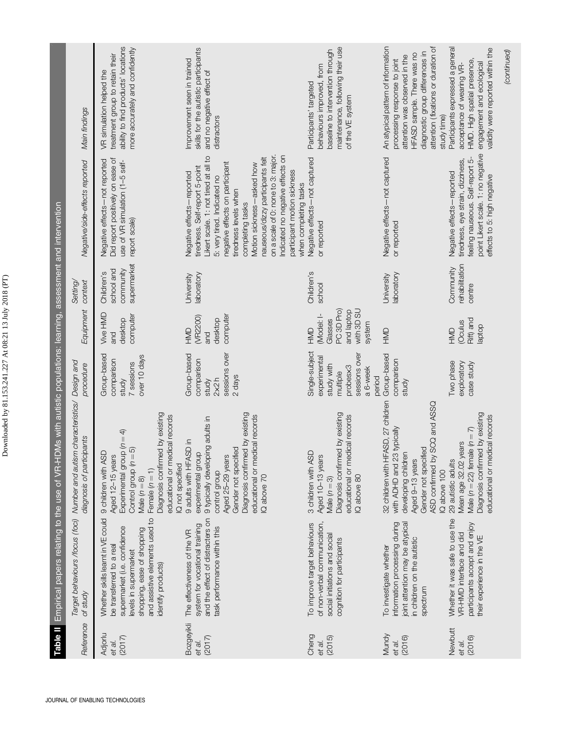**Table II** Empirical papers relating to the use of VR-HDMs with autistic populations: learning, assessment and intervention

| Reference | Target behaviours /focus (foci) of study | Number and autism characteristics/ diagnosis of participants | Design and procedure | Equipment | Setting/ context | Negative/side-effects reported | Main findings |
|---|---|---|---|---|---|---|---|
| Adjorlu *et al.* (2017) | Whether skills learnt in VE could be transferred to a real supermarket (i.e. confidence levels in supermarket shopping, ease of shopping and assistive elements used to identify products) | 9 children with ASD<br>Aged 12–15 years<br>Experimental group (*n* = 4)<br>Control group (*n* = 5)<br>Male (*n* = 8)<br>Female (*n* = 1)<br>IQ not specified<br>Diagnosis confirmed by existing educational or medical records | Group-based comparison study<br>7 sessions over 10 days | Vive HMD and desktop computer | Children's school and community supermarket | Negative effects – not reported<br>Did report positively on ease of use of VR simulation (1–5 self-report scale) | VR simulation helped the treatment group to retain their ability to find products' locations more accurately and confidently |
| Bozgeyikli *et al.* (2017) | The effectiveness of the VR system for vocational training and the effect of distracters on task performance within this | 9 adults with HFASD in experimental group<br>9 typically developing adults in control group<br>Aged 25–29 years<br>Gender not specified<br>Diagnosis confirmed by existing educational or medical records<br>IQ above 70 | Group-based comparison study<br>2x2 h sessions over 2 days | HMD (VR2200) and desktop computer | University laboratory | Negative effects – reported tiredness. Self-report 5-point Likert scale. 1: not tired at all to 5: very tired. Indicated no negative effects on participant tiredness levels when completing tasks<br>Motion sickness – asked how nauseous/dizzy participants felt on a scale of 0: none to 3: major. Indicated no negative effects on participant motion sickness when completing tasks | Improvement seen in trained skills for the autistic participants and no negative effect of distractors |
| Cheng *et al.* (2015) | To improve target behaviours of non-verbal communication, social initiations and social cognition for participants | 3 children with ASD<br>Aged 10–13 years<br>Male (*n* = 3)<br>Diagnosis confirmed by existing educational or medical records<br>IQ above 80 | Single-subject experimental study with multiple probesx3 sessions over a 6-week period | HMD (Model: I-Glasses PC 3D Pro) and laptop with 3D SU system | Children's school | Negative effects – not captured or reported | Participants' targeted behaviours improved, from baseline to intervention through maintenance, following their use of the VE system |
| Mundy *et al.* (2016) | To investigate whether information processing during joint attention may be atypical in children on the autistic spectrum | 32 children with HFASD, 27 children with ADHD and 23 typically developing children<br>Aged 9–13 years<br>Gender not specified<br>ASD confirmed by SCQ and ASSQ<br>IQ above 100 | Group-based comparison study | HMD | University laboratory | Negative effects – not captured or reported | An atypical pattern of information processing response to joint attention was observed in the HFASD sample. There was no diagnostic group differences in attention (fixations or duration of study time) |
| Newbutt *et al.* (2016) | Whether it was safe to use the VR-HMD interface and did participants accept and enjoy their experience in the VE | 29 autistic adults<br>Mean age 32.02 years<br>Male (*n* = 22) female (*n* = 7)<br>Diagnosis confirmed by existing educational or medical records | Two phase exploratory case study | HMD (Oculus Rift) and laptop | Community rehabilitation centre | Negative effects – reported tiredness, eye strain, dizziness, feeling nauseous. Self-report 5-point Likert scale. 1: no negative effects to 5: high negative | Participants expressed a general acceptance of wearing VR-HMD. High spatial presence, engagement and ecological validity were reported within the |

*(continued)*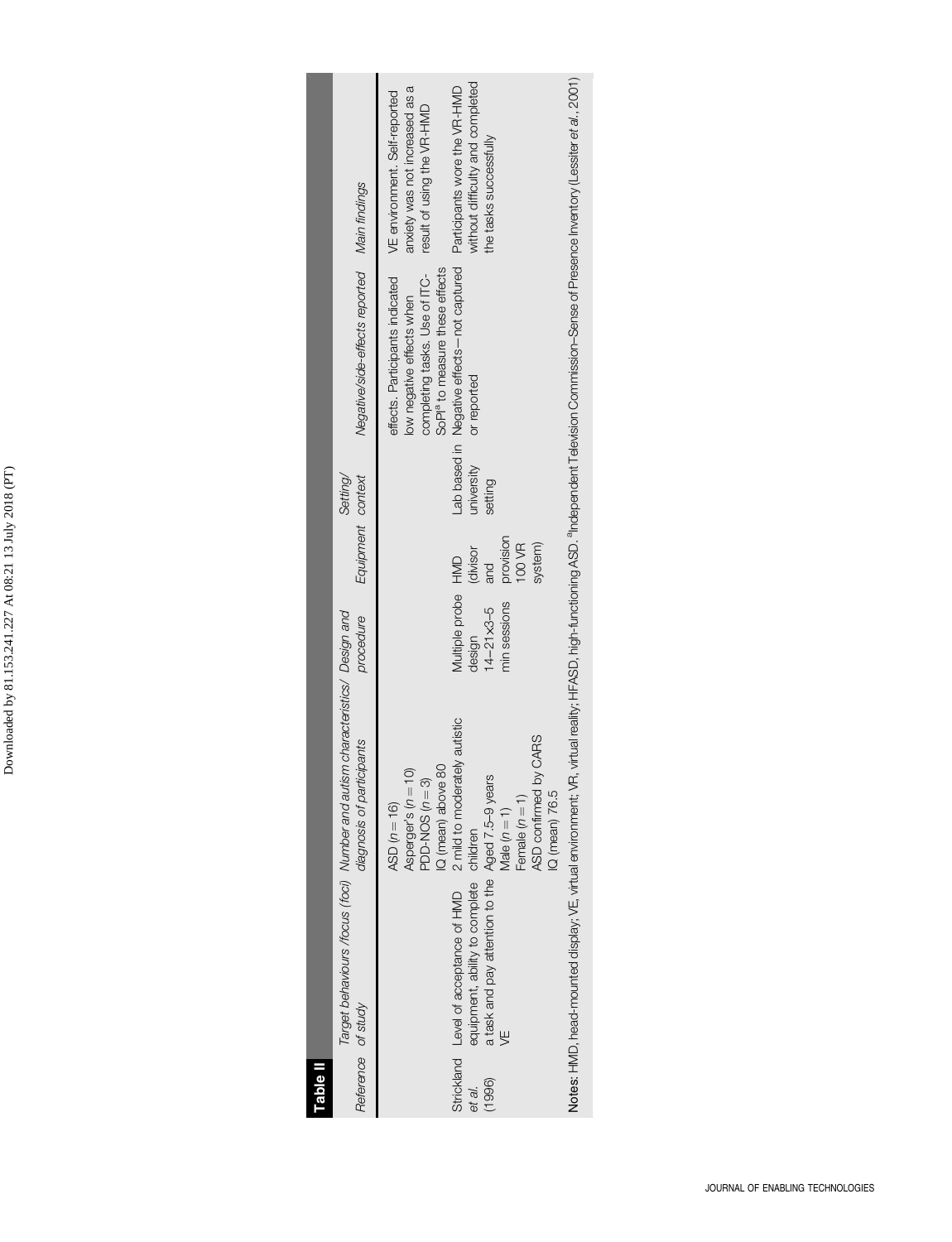**Table II**

| Reference | Target behaviours /focus (foci) of study | Number and autism characteristics/ diagnosis of participants | Design and procedure | Equipment | Setting/ context | Negative/side-effects reported | Main findings |
|---|---|---|---|---|---|---|---|
| | | ASD ($n = 16$)<br>Asperger's ($n = 10$)<br>PDD-NOS ($n = 3$)<br>IQ (mean) above 80 | | | | effects. Participants indicated low negative effects when completing tasks. Use of ITC-SoPI[a] to measure these effects | VE environment. Self-reported anxiety was not increased as a result of using the VR-HMD |
| Strickland *et al.* (1996) | Level of acceptance of HMD equipment, ability to complete a task and pay attention to the VE | 2 mild to moderately autistic children<br>Aged 7.5–9 years<br>Male ($n = 1$)<br>Female ($n = 1$)<br>ASD confirmed by CARS<br>IQ (mean) 76.5 | Multiple probe design<br>14–21×3–5 min sessions | HMD (divisor and provision 100 VR system) | Lab based in university setting | Negative effects – not captured or reported | Participants wore the VR-HMD without difficulty and completed the tasks successfully |

**Notes:** HMD, head-mounted display; VE, virtual environment; VR, virtual reality; HFASD, high-functioning ASD. [a]Independent Television Commission–Sense of Presence Inventory (Lessiter *et al.*, 2001)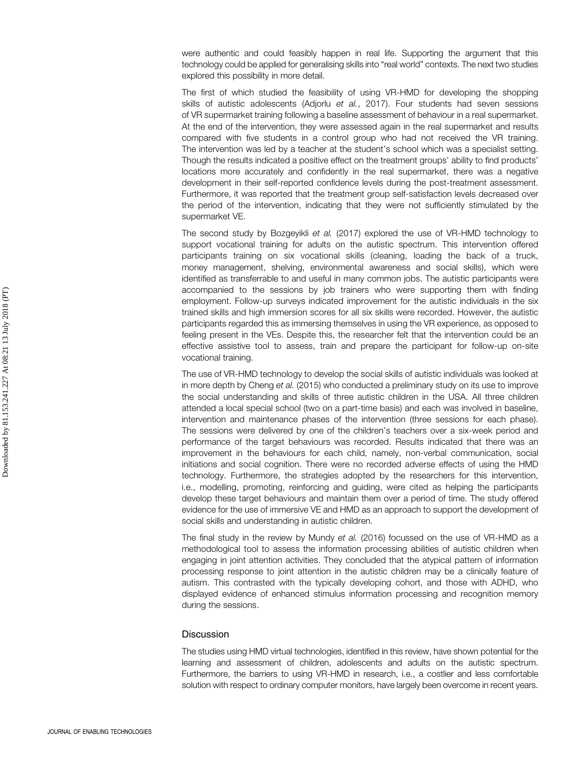were authentic and could feasibly happen in real life. Supporting the argument that this technology could be applied for generalising skills into "real world" contexts. The next two studies explored this possibility in more detail.

The first of which studied the feasibility of using VR-HMD for developing the shopping skills of autistic adolescents (Adjorlu *et al.*, 2017). Four students had seven sessions of VR supermarket training following a baseline assessment of behaviour in a real supermarket. At the end of the intervention, they were assessed again in the real supermarket and results compared with five students in a control group who had not received the VR training. The intervention was led by a teacher at the student's school which was a specialist setting. Though the results indicated a positive effect on the treatment groups' ability to find products' locations more accurately and confidently in the real supermarket, there was a negative development in their self-reported confidence levels during the post-treatment assessment. Furthermore, it was reported that the treatment group self-satisfaction levels decreased over the period of the intervention, indicating that they were not sufficiently stimulated by the supermarket VE.

The second study by Bozgeyikli *et al.* (2017) explored the use of VR-HMD technology to support vocational training for adults on the autistic spectrum. This intervention offered participants training on six vocational skills (cleaning, loading the back of a truck, money management, shelving, environmental awareness and social skills), which were identified as transferrable to and useful in many common jobs. The autistic participants were accompanied to the sessions by job trainers who were supporting them with finding employment. Follow-up surveys indicated improvement for the autistic individuals in the six trained skills and high immersion scores for all six skills were recorded. However, the autistic participants regarded this as immersing themselves in using the VR experience, as opposed to feeling present in the VEs. Despite this, the researcher felt that the intervention could be an effective assistive tool to assess, train and prepare the participant for follow-up on-site vocational training.

The use of VR-HMD technology to develop the social skills of autistic individuals was looked at in more depth by Cheng *et al.* (2015) who conducted a preliminary study on its use to improve the social understanding and skills of three autistic children in the USA. All three children attended a local special school (two on a part-time basis) and each was involved in baseline, intervention and maintenance phases of the intervention (three sessions for each phase). The sessions were delivered by one of the children's teachers over a six-week period and performance of the target behaviours was recorded. Results indicated that there was an improvement in the behaviours for each child, namely, non-verbal communication, social initiations and social cognition. There were no recorded adverse effects of using the HMD technology. Furthermore, the strategies adopted by the researchers for this intervention, i.e., modelling, promoting, reinforcing and guiding, were cited as helping the participants develop these target behaviours and maintain them over a period of time. The study offered evidence for the use of immersive VE and HMD as an approach to support the development of social skills and understanding in autistic children.

The final study in the review by Mundy *et al.* (2016) focussed on the use of VR-HMD as a methodological tool to assess the information processing abilities of autistic children when engaging in joint attention activities. They concluded that the atypical pattern of information processing response to joint attention in the autistic children may be a clinically feature of autism. This contrasted with the typically developing cohort, and those with ADHD, who displayed evidence of enhanced stimulus information processing and recognition memory during the sessions.

## Discussion

The studies using HMD virtual technologies, identified in this review, have shown potential for the learning and assessment of children, adolescents and adults on the autistic spectrum. Furthermore, the barriers to using VR-HMD in research, i.e., a costlier and less comfortable solution with respect to ordinary computer monitors, have largely been overcome in recent years.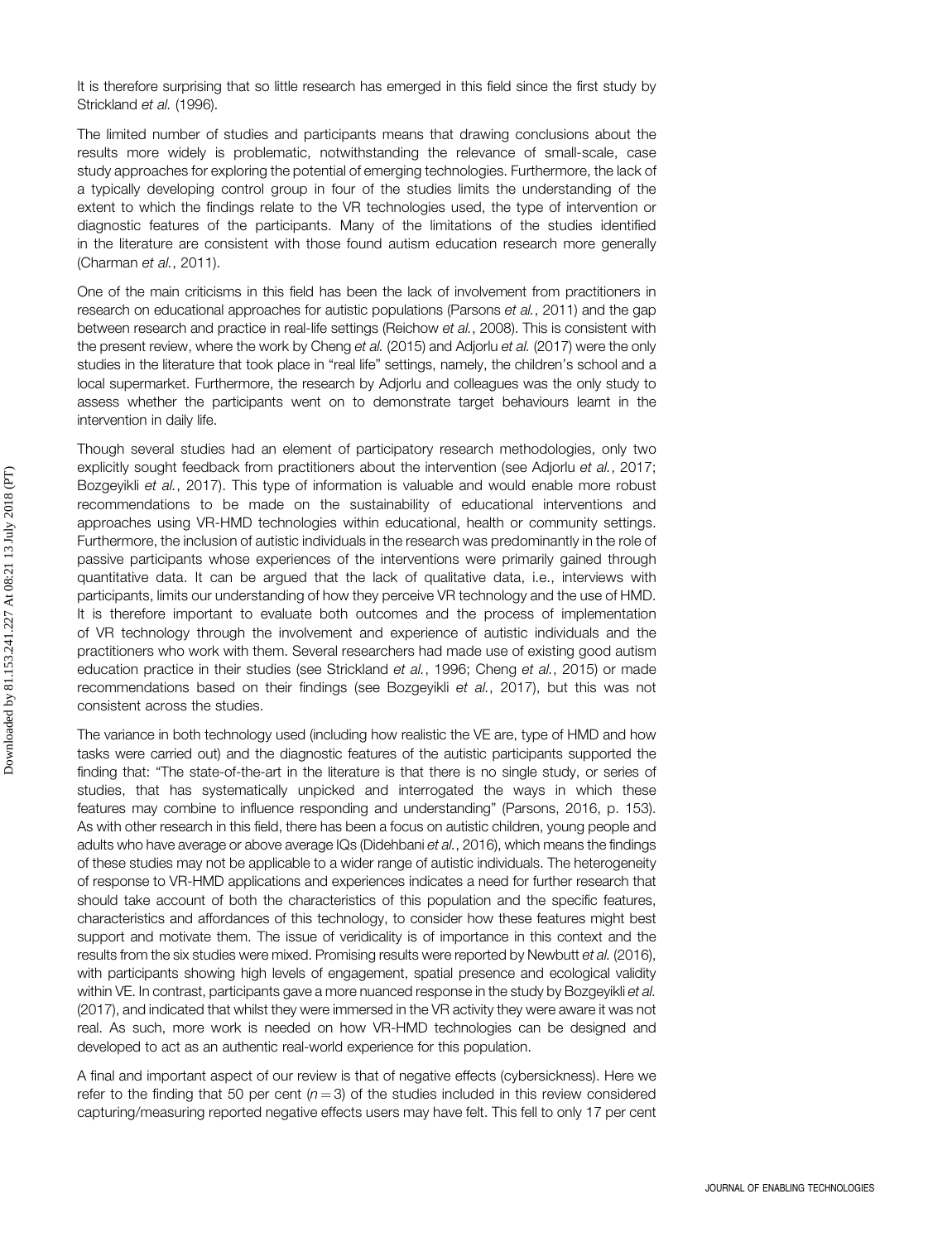It is therefore surprising that so little research has emerged in this field since the first study by Strickland *et al.* (1996).

The limited number of studies and participants means that drawing conclusions about the results more widely is problematic, notwithstanding the relevance of small-scale, case study approaches for exploring the potential of emerging technologies. Furthermore, the lack of a typically developing control group in four of the studies limits the understanding of the extent to which the findings relate to the VR technologies used, the type of intervention or diagnostic features of the participants. Many of the limitations of the studies identified in the literature are consistent with those found autism education research more generally (Charman *et al.*, 2011).

One of the main criticisms in this field has been the lack of involvement from practitioners in research on educational approaches for autistic populations (Parsons *et al.*, 2011) and the gap between research and practice in real-life settings (Reichow *et al.*, 2008). This is consistent with the present review, where the work by Cheng *et al.* (2015) and Adjorlu *et al.* (2017) were the only studies in the literature that took place in "real life" settings, namely, the children's school and a local supermarket. Furthermore, the research by Adjorlu and colleagues was the only study to assess whether the participants went on to demonstrate target behaviours learnt in the intervention in daily life.

Though several studies had an element of participatory research methodologies, only two explicitly sought feedback from practitioners about the intervention (see Adjorlu *et al.*, 2017; Bozgeyikli *et al.*, 2017). This type of information is valuable and would enable more robust recommendations to be made on the sustainability of educational interventions and approaches using VR-HMD technologies within educational, health or community settings. Furthermore, the inclusion of autistic individuals in the research was predominantly in the role of passive participants whose experiences of the interventions were primarily gained through quantitative data. It can be argued that the lack of qualitative data, i.e., interviews with participants, limits our understanding of how they perceive VR technology and the use of HMD. It is therefore important to evaluate both outcomes and the process of implementation of VR technology through the involvement and experience of autistic individuals and the practitioners who work with them. Several researchers had made use of existing good autism education practice in their studies (see Strickland *et al.*, 1996; Cheng *et al.*, 2015) or made recommendations based on their findings (see Bozgeyikli *et al.*, 2017), but this was not consistent across the studies.

The variance in both technology used (including how realistic the VE are, type of HMD and how tasks were carried out) and the diagnostic features of the autistic participants supported the finding that: "The state-of-the-art in the literature is that there is no single study, or series of studies, that has systematically unpicked and interrogated the ways in which these features may combine to influence responding and understanding" (Parsons, 2016, p. 153). As with other research in this field, there has been a focus on autistic children, young people and adults who have average or above average IQs (Didehbani *et al.*, 2016), which means the findings of these studies may not be applicable to a wider range of autistic individuals. The heterogeneity of response to VR-HMD applications and experiences indicates a need for further research that should take account of both the characteristics of this population and the specific features, characteristics and affordances of this technology, to consider how these features might best support and motivate them. The issue of veridicality is of importance in this context and the results from the six studies were mixed. Promising results were reported by Newbutt *et al.* (2016), with participants showing high levels of engagement, spatial presence and ecological validity within VE. In contrast, participants gave a more nuanced response in the study by Bozgeyikli *et al.* (2017), and indicated that whilst they were immersed in the VR activity they were aware it was not real. As such, more work is needed on how VR-HMD technologies can be designed and developed to act as an authentic real-world experience for this population.

A final and important aspect of our review is that of negative effects (cybersickness). Here we refer to the finding that 50 per cent ($n = 3$) of the studies included in this review considered capturing/measuring reported negative effects users may have felt. This fell to only 17 per cent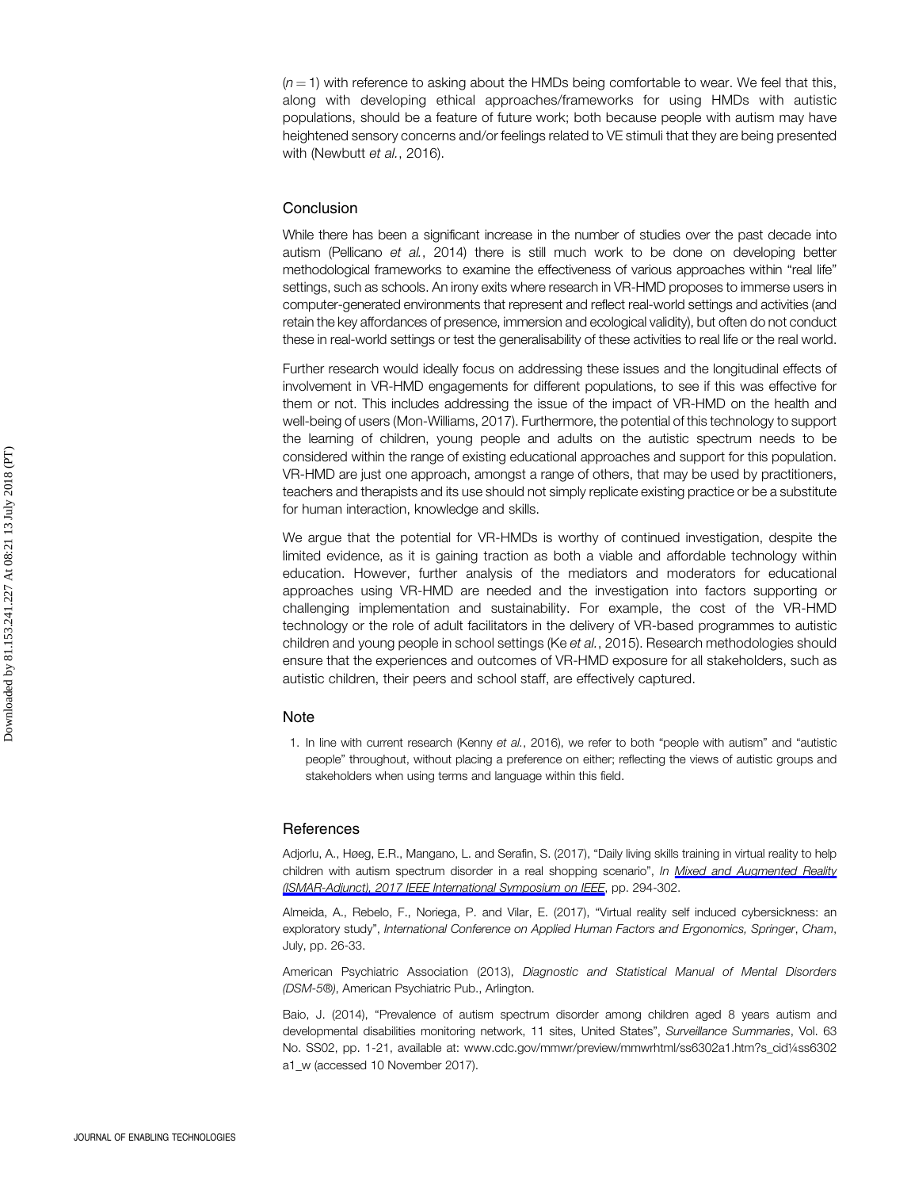($n = 1$) with reference to asking about the HMDs being comfortable to wear. We feel that this, along with developing ethical approaches/frameworks for using HMDs with autistic populations, should be a feature of future work; both because people with autism may have heightened sensory concerns and/or feelings related to VE stimuli that they are being presented with (Newbutt *et al.*, 2016).

## Conclusion

While there has been a significant increase in the number of studies over the past decade into autism (Pellicano *et al.*, 2014) there is still much work to be done on developing better methodological frameworks to examine the effectiveness of various approaches within "real life" settings, such as schools. An irony exits where research in VR-HMD proposes to immerse users in computer-generated environments that represent and reflect real-world settings and activities (and retain the key affordances of presence, immersion and ecological validity), but often do not conduct these in real-world settings or test the generalisability of these activities to real life or the real world.

Further research would ideally focus on addressing these issues and the longitudinal effects of involvement in VR-HMD engagements for different populations, to see if this was effective for them or not. This includes addressing the issue of the impact of VR-HMD on the health and well-being of users (Mon-Williams, 2017). Furthermore, the potential of this technology to support the learning of children, young people and adults on the autistic spectrum needs to be considered within the range of existing educational approaches and support for this population. VR-HMD are just one approach, amongst a range of others, that may be used by practitioners, teachers and therapists and its use should not simply replicate existing practice or be a substitute for human interaction, knowledge and skills.

We argue that the potential for VR-HMDs is worthy of continued investigation, despite the limited evidence, as it is gaining traction as both a viable and affordable technology within education. However, further analysis of the mediators and moderators for educational approaches using VR-HMD are needed and the investigation into factors supporting or challenging implementation and sustainability. For example, the cost of the VR-HMD technology or the role of adult facilitators in the delivery of VR-based programmes to autistic children and young people in school settings (Ke *et al.*, 2015). Research methodologies should ensure that the experiences and outcomes of VR-HMD exposure for all stakeholders, such as autistic children, their peers and school staff, are effectively captured.

## Note

1. In line with current research (Kenny *et al.*, 2016), we refer to both "people with autism" and "autistic people" throughout, without placing a preference on either; reflecting the views of autistic groups and stakeholders when using terms and language within this field.

## References

Adjorlu, A., Høeg, E.R., Mangano, L. and Serafin, S. (2017), "Daily living skills training in virtual reality to help children with autism spectrum disorder in a real shopping scenario", *In Mixed and Augmented Reality (ISMAR-Adjunct), 2017 IEEE International Symposium on IEEE*, pp. 294-302.

Almeida, A., Rebelo, F., Noriega, P. and Vilar, E. (2017), "Virtual reality self induced cybersickness: an exploratory study", *International Conference on Applied Human Factors and Ergonomics, Springer*, *Cham*, July, pp. 26-33.

American Psychiatric Association (2013), *Diagnostic and Statistical Manual of Mental Disorders (DSM-5®)*, American Psychiatric Pub., Arlington.

Baio, J. (2014), "Prevalence of autism spectrum disorder among children aged 8 years autism and developmental disabilities monitoring network, 11 sites, United States", *Surveillance Summaries*, Vol. 63 No. SS02, pp. 1-21, available at: www.cdc.gov/mmwr/preview/mmwrhtml/ss6302a1.htm?s_cid¼ss6302a1_w (accessed 10 November 2017).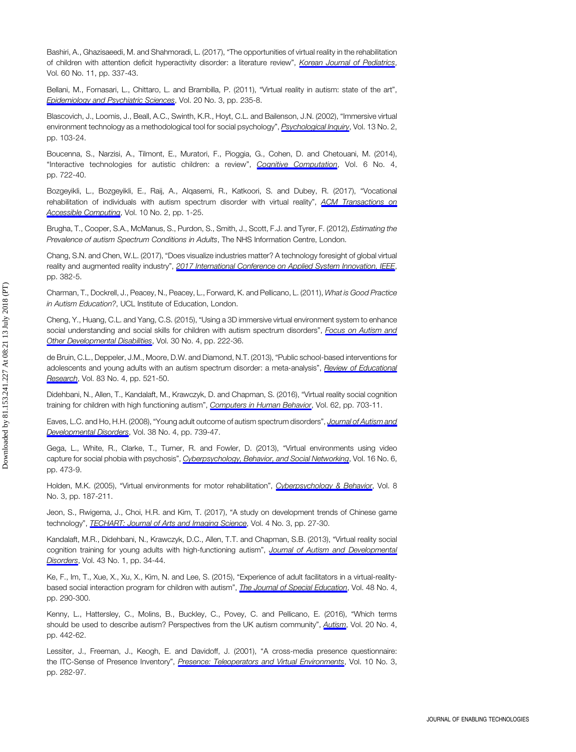Bashiri, A., Ghazisaeedi, M. and Shahmoradi, L. (2017), "The opportunities of virtual reality in the rehabilitation of children with attention deficit hyperactivity disorder: a literature review", *Korean Journal of Pediatrics*, Vol. 60 No. 11, pp. 337-43.

Bellani, M., Fornasari, L., Chittaro, L. and Brambilla, P. (2011), "Virtual reality in autism: state of the art", *Epidemiology and Psychiatric Sciences*, Vol. 20 No. 3, pp. 235-8.

Blascovich, J., Loomis, J., Beall, A.C., Swinth, K.R., Hoyt, C.L. and Bailenson, J.N. (2002), "Immersive virtual environment technology as a methodological tool for social psychology", *Psychological Inquiry*, Vol. 13 No. 2, pp. 103-24.

Boucenna, S., Narzisi, A., Tilmont, E., Muratori, F., Pioggia, G., Cohen, D. and Chetouani, M. (2014), "Interactive technologies for autistic children: a review", *Cognitive Computation*, Vol. 6 No. 4, pp. 722-40.

Bozgeyikli, L., Bozgeyikli, E., Raij, A., Alqasemi, R., Katkoori, S. and Dubey, R. (2017), "Vocational rehabilitation of individuals with autism spectrum disorder with virtual reality", *ACM Transactions on Accessible Computing*, Vol. 10 No. 2, pp. 1-25.

Brugha, T., Cooper, S.A., McManus, S., Purdon, S., Smith, J., Scott, F.J. and Tyrer, F. (2012), *Estimating the Prevalence of autism Spectrum Conditions in Adults*, The NHS Information Centre, London.

Chang, S.N. and Chen, W.L. (2017), "Does visualize industries matter? A technology foresight of global virtual reality and augmented reality industry", *2017 International Conference on Applied System Innovation, IEEE*, pp. 382-5.

Charman, T., Dockrell, J., Peacey, N., Peacey, L., Forward, K. and Pellicano, L. (2011), *What is Good Practice in Autism Education?*, UCL Institute of Education, London.

Cheng, Y., Huang, C.L. and Yang, C.S. (2015), "Using a 3D immersive virtual environment system to enhance social understanding and social skills for children with autism spectrum disorders", *Focus on Autism and Other Developmental Disabilities*, Vol. 30 No. 4, pp. 222-36.

de Bruin, C.L., Deppeler, J.M., Moore, D.W. and Diamond, N.T. (2013), "Public school-based interventions for adolescents and young adults with an autism spectrum disorder: a meta-analysis", *Review of Educational Research*, Vol. 83 No. 4, pp. 521-50.

Didehbani, N., Allen, T., Kandalaft, M., Krawczyk, D. and Chapman, S. (2016), "Virtual reality social cognition training for children with high functioning autism", *Computers in Human Behavior*, Vol. 62, pp. 703-11.

Eaves, L.C. and Ho, H.H. (2008), "Young adult outcome of autism spectrum disorders", *Journal of Autism and Developmental Disorders*, Vol. 38 No. 4, pp. 739-47.

Gega, L., White, R., Clarke, T., Turner, R. and Fowler, D. (2013), "Virtual environments using video capture for social phobia with psychosis", *Cyberpsychology, Behavior, and Social Networking*, Vol. 16 No. 6, pp. 473-9.

Holden, M.K. (2005), "Virtual environments for motor rehabilitation", *Cyberpsychology & Behavior*, Vol. 8 No. 3, pp. 187-211.

Jeon, S., Rwigema, J., Choi, H.R. and Kim, T. (2017), "A study on development trends of Chinese game technology", *TECHART: Journal of Arts and Imaging Science*, Vol. 4 No. 3, pp. 27-30.

Kandalaft, M.R., Didehbani, N., Krawczyk, D.C., Allen, T.T. and Chapman, S.B. (2013), "Virtual reality social cognition training for young adults with high-functioning autism", *Journal of Autism and Developmental Disorders*, Vol. 43 No. 1, pp. 34-44.

Ke, F., Im, T., Xue, X., Xu, X., Kim, N. and Lee, S. (2015), "Experience of adult facilitators in a virtual-reality-based social interaction program for children with autism", *The Journal of Special Education*, Vol. 48 No. 4, pp. 290-300.

Kenny, L., Hattersley, C., Molins, B., Buckley, C., Povey, C. and Pellicano, E. (2016), "Which terms should be used to describe autism? Perspectives from the UK autism community", *Autism*, Vol. 20 No. 4, pp. 442-62.

Lessiter, J., Freeman, J., Keogh, E. and Davidoff, J. (2001), "A cross-media presence questionnaire: the ITC-Sense of Presence Inventory", *Presence: Teleoperators and Virtual Environments*, Vol. 10 No. 3, pp. 282-97.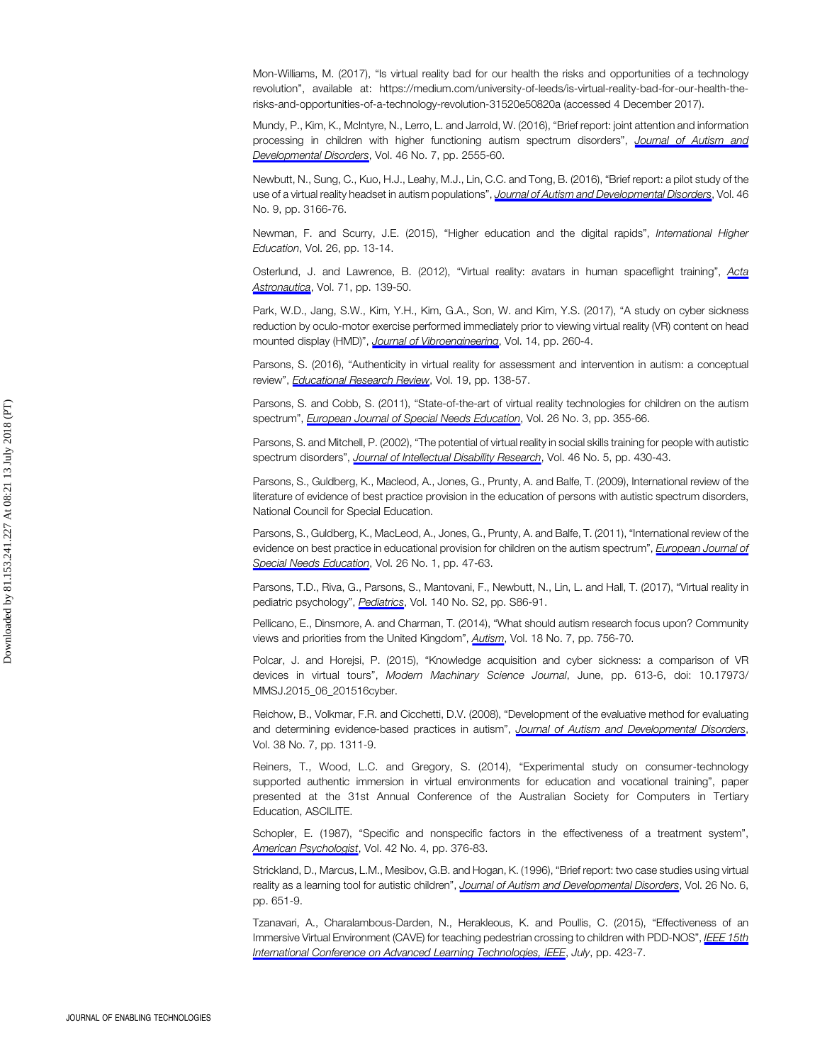Mon-Williams, M. (2017), "Is virtual reality bad for our health the risks and opportunities of a technology revolution", available at: https://medium.com/university-of-leeds/is-virtual-reality-bad-for-our-health-the-risks-and-opportunities-of-a-technology-revolution-31520e50820a (accessed 4 December 2017).

Mundy, P., Kim, K., McIntyre, N., Lerro, L. and Jarrold, W. (2016), "Brief report: joint attention and information processing in children with higher functioning autism spectrum disorders", *Journal of Autism and Developmental Disorders*, Vol. 46 No. 7, pp. 2555-60.

Newbutt, N., Sung, C., Kuo, H.J., Leahy, M.J., Lin, C.C. and Tong, B. (2016), "Brief report: a pilot study of the use of a virtual reality headset in autism populations", *Journal of Autism and Developmental Disorders*, Vol. 46 No. 9, pp. 3166-76.

Newman, F. and Scurry, J.E. (2015), "Higher education and the digital rapids", *International Higher Education*, Vol. 26, pp. 13-14.

Osterlund, J. and Lawrence, B. (2012), "Virtual reality: avatars in human spaceflight training", *Acta Astronautica*, Vol. 71, pp. 139-50.

Park, W.D., Jang, S.W., Kim, Y.H., Kim, G.A., Son, W. and Kim, Y.S. (2017), "A study on cyber sickness reduction by oculo-motor exercise performed immediately prior to viewing virtual reality (VR) content on head mounted display (HMD)", *Journal of Vibroengineering*, Vol. 14, pp. 260-4.

Parsons, S. (2016), "Authenticity in virtual reality for assessment and intervention in autism: a conceptual review", *Educational Research Review*, Vol. 19, pp. 138-57.

Parsons, S. and Cobb, S. (2011), "State-of-the-art of virtual reality technologies for children on the autism spectrum", *European Journal of Special Needs Education*, Vol. 26 No. 3, pp. 355-66.

Parsons, S. and Mitchell, P. (2002), "The potential of virtual reality in social skills training for people with autistic spectrum disorders", *Journal of Intellectual Disability Research*, Vol. 46 No. 5, pp. 430-43.

Parsons, S., Guldberg, K., Macleod, A., Jones, G., Prunty, A. and Balfe, T. (2009), International review of the literature of evidence of best practice provision in the education of persons with autistic spectrum disorders, National Council for Special Education.

Parsons, S., Guldberg, K., MacLeod, A., Jones, G., Prunty, A. and Balfe, T. (2011), "International review of the evidence on best practice in educational provision for children on the autism spectrum", *European Journal of Special Needs Education*, Vol. 26 No. 1, pp. 47-63.

Parsons, T.D., Riva, G., Parsons, S., Mantovani, F., Newbutt, N., Lin, L. and Hall, T. (2017), "Virtual reality in pediatric psychology", *Pediatrics*, Vol. 140 No. S2, pp. S86-91.

Pellicano, E., Dinsmore, A. and Charman, T. (2014), "What should autism research focus upon? Community views and priorities from the United Kingdom", *Autism*, Vol. 18 No. 7, pp. 756-70.

Polcar, J. and Horejsi, P. (2015), "Knowledge acquisition and cyber sickness: a comparison of VR devices in virtual tours", *Modern Machinary Science Journal*, June, pp. 613-6, doi: 10.17973/MMSJ.2015_06_201516cyber.

Reichow, B., Volkmar, F.R. and Cicchetti, D.V. (2008), "Development of the evaluative method for evaluating and determining evidence-based practices in autism", *Journal of Autism and Developmental Disorders*, Vol. 38 No. 7, pp. 1311-9.

Reiners, T., Wood, L.C. and Gregory, S. (2014), "Experimental study on consumer-technology supported authentic immersion in virtual environments for education and vocational training", paper presented at the 31st Annual Conference of the Australian Society for Computers in Tertiary Education, ASCILITE.

Schopler, E. (1987), "Specific and nonspecific factors in the effectiveness of a treatment system", *American Psychologist*, Vol. 42 No. 4, pp. 376-83.

Strickland, D., Marcus, L.M., Mesibov, G.B. and Hogan, K. (1996), "Brief report: two case studies using virtual reality as a learning tool for autistic children", *Journal of Autism and Developmental Disorders*, Vol. 26 No. 6, pp. 651-9.

Tzanavari, A., Charalambous-Darden, N., Herakleous, K. and Poullis, C. (2015), "Effectiveness of an Immersive Virtual Environment (CAVE) for teaching pedestrian crossing to children with PDD-NOS", *IEEE 15th International Conference on Advanced Learning Technologies, IEEE*, *July*, pp. 423-7.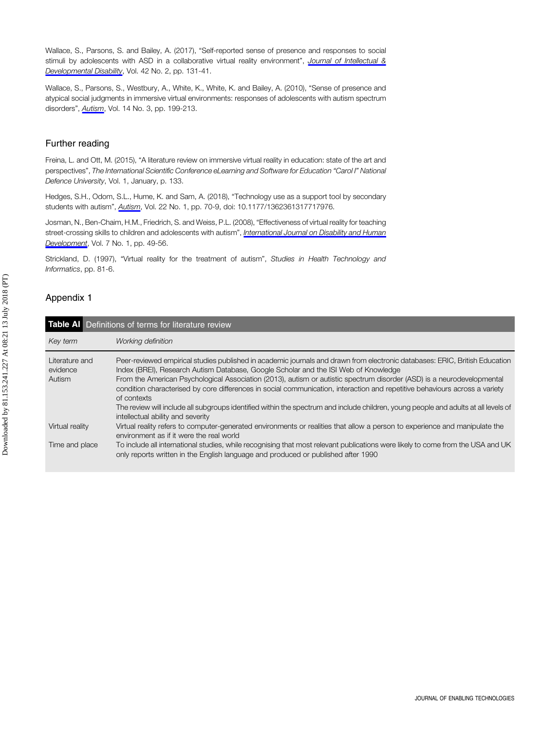Wallace, S., Parsons, S. and Bailey, A. (2017), "Self-reported sense of presence and responses to social stimuli by adolescents with ASD in a collaborative virtual reality environment", *Journal of Intellectual & Developmental Disability*, Vol. 42 No. 2, pp. 131-41.

Wallace, S., Parsons, S., Westbury, A., White, K., White, K. and Bailey, A. (2010), "Sense of presence and atypical social judgments in immersive virtual environments: responses of adolescents with autism spectrum disorders", *Autism*, Vol. 14 No. 3, pp. 199-213.

## Further reading

Freina, L. and Ott, M. (2015), "A literature review on immersive virtual reality in education: state of the art and perspectives", *The International Scientific Conference eLearning and Software for Education "Carol I" National Defence University*, Vol. 1, January, p. 133.

Hedges, S.H., Odom, S.L., Hume, K. and Sam, A. (2018), "Technology use as a support tool by secondary students with autism", *Autism*, Vol. 22 No. 1, pp. 70-9, doi: 10.1177/1362361317717976.

Josman, N., Ben-Chaim, H.M., Friedrich, S. and Weiss, P.L. (2008), "Effectiveness of virtual reality for teaching street-crossing skills to children and adolescents with autism", *International Journal on Disability and Human Development*, Vol. 7 No. 1, pp. 49-56.

Strickland, D. (1997), "Virtual reality for the treatment of autism", *Studies in Health Technology and Informatics*, pp. 81-6.

## Appendix 1

**Table AI** Definitions of terms for literature review

| *Key term* | *Working definition* |
|---|---|
| Literature and evidence | Peer-reviewed empirical studies published in academic journals and drawn from electronic databases: ERIC, British Education Index (BREI), Research Autism Database, Google Scholar and the ISI Web of Knowledge |
| Autism | From the American Psychological Association (2013), autism or autistic spectrum disorder (ASD) is a neurodevelopmental condition characterised by core differences in social communication, interaction and repetitive behaviours across a variety of contexts<br>The review will include all subgroups identified within the spectrum and include children, young people and adults at all levels of intellectual ability and severity |
| Virtual reality | Virtual reality refers to computer-generated environments or realities that allow a person to experience and manipulate the environment as if it were the real world |
| Time and place | To include all international studies, while recognising that most relevant publications were likely to come from the USA and UK only reports written in the English language and produced or published after 1990 |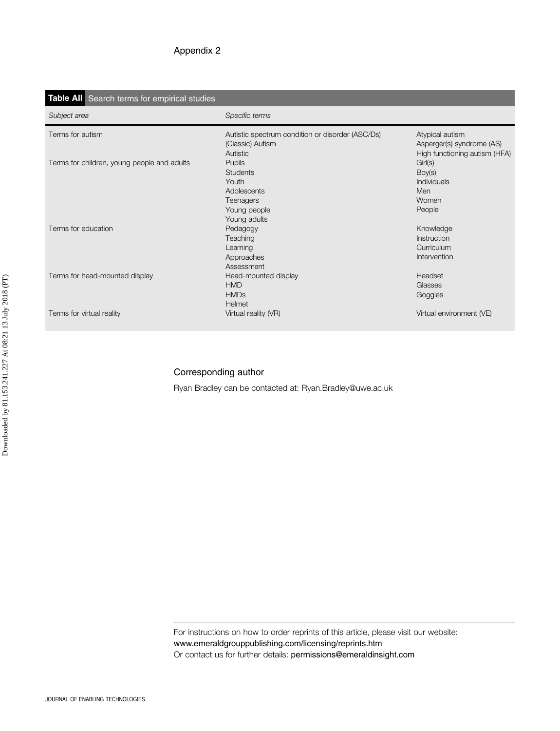# Appendix 2

**Table AII** Search terms for empirical studies

| Subject area | Specific terms | |
|---|---|---|
| Terms for autism | Autistic spectrum condition or disorder (ASC/Ds)<br>(Classic) Autism<br>Autistic | Atypical autism<br>Asperger(s) syndrome (AS)<br>High functioning autism (HFA) |
| Terms for children, young people and adults | Pupils<br>Students<br>Youth<br>Adolescents<br>Teenagers<br>Young people<br>Young adults | Girl(s)<br>Boy(s)<br>Individuals<br>Men<br>Women<br>People |
| Terms for education | Pedagogy<br>Teaching<br>Learning<br>Approaches<br>Assessment | Knowledge<br>Instruction<br>Curriculum<br>Intervention |
| Terms for head-mounted display | Head-mounted display<br>HMD<br>HMDs<br>Helmet | Headset<br>Glasses<br>Goggles |
| Terms for virtual reality | Virtual reality (VR) | Virtual environment (VE) |

## Corresponding author

Ryan Bradley can be contacted at: Ryan.Bradley@uwe.ac.uk

For instructions on how to order reprints of this article, please visit our website:
www.emeraldgrouppublishing.com/licensing/reprints.htm
Or contact us for further details: permissions@emeraldinsight.com